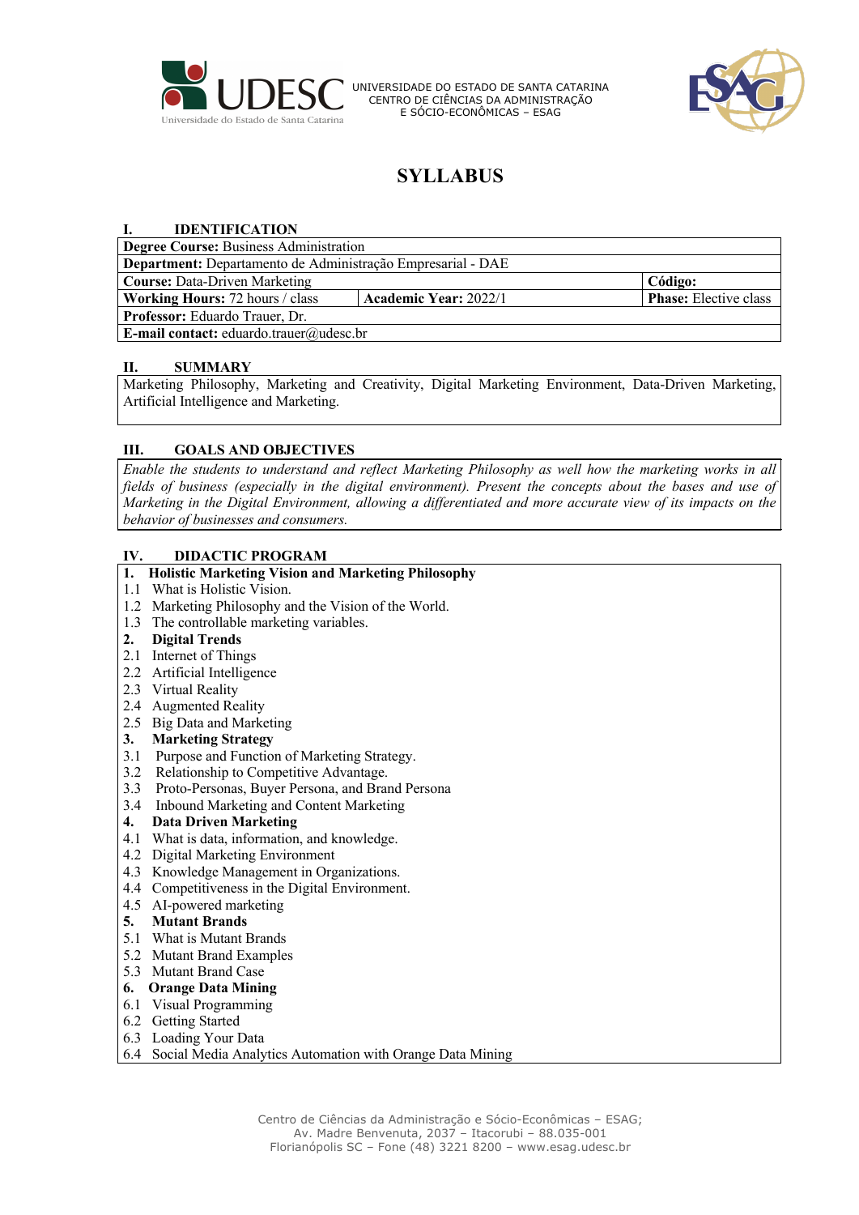UNIVERSIDADE DO ESTADO DE SANTA CATARINA
CENTRO DE CIÊNCIAS DA ADMINISTRAÇÃO
E SÓCIO-ECONÔMICAS – ESAG

# SYLLABUS

## I. IDENTIFICATION

| **Degree Course:** Business Administration | | |
|---|---|---|
| **Department:** Departamento de Administração Empresarial - DAE | | |
| **Course:** Data-Driven Marketing | | **Código:** |
| **Working Hours:** 72 hours / class | **Academic Year:** 2022/1 | **Phase:** Elective class |
| **Professor:** Eduardo Trauer, Dr. | | |
| **E-mail contact:** eduardo.trauer@udesc.br | | |

## II. SUMMARY

Marketing Philosophy, Marketing and Creativity, Digital Marketing Environment, Data-Driven Marketing, Artificial Intelligence and Marketing.

## III. GOALS AND OBJECTIVES

*Enable the students to understand and reflect Marketing Philosophy as well how the marketing works in all fields of business (especially in the digital environment). Present the concepts about the bases and use of Marketing in the Digital Environment, allowing a differentiated and more accurate view of its impacts on the behavior of businesses and consumers.*

## IV. DIDACTIC PROGRAM

**1. Holistic Marketing Vision and Marketing Philosophy**
- 1.1 What is Holistic Vision.
- 1.2 Marketing Philosophy and the Vision of the World.
- 1.3 The controllable marketing variables.

**2. Digital Trends**
- 2.1 Internet of Things
- 2.2 Artificial Intelligence
- 2.3 Virtual Reality
- 2.4 Augmented Reality
- 2.5 Big Data and Marketing

**3. Marketing Strategy**
- 3.1 Purpose and Function of Marketing Strategy.
- 3.2 Relationship to Competitive Advantage.
- 3.3 Proto-Personas, Buyer Persona, and Brand Persona
- 3.4 Inbound Marketing and Content Marketing

**4. Data Driven Marketing**
- 4.1 What is data, information, and knowledge.
- 4.2 Digital Marketing Environment
- 4.3 Knowledge Management in Organizations.
- 4.4 Competitiveness in the Digital Environment.
- 4.5 AI-powered marketing

**5. Mutant Brands**
- 5.1 What is Mutant Brands
- 5.2 Mutant Brand Examples
- 5.3 Mutant Brand Case

**6. Orange Data Mining**
- 6.1 Visual Programming
- 6.2 Getting Started
- 6.3 Loading Your Data
- 6.4 Social Media Analytics Automation with Orange Data Mining

Centro de Ciências da Administração e Sócio-Econômicas – ESAG;
Av. Madre Benvenuta, 2037 – Itacorubi – 88.035-001
Florianópolis SC – Fone (48) 3221 8200 – www.esag.udesc.br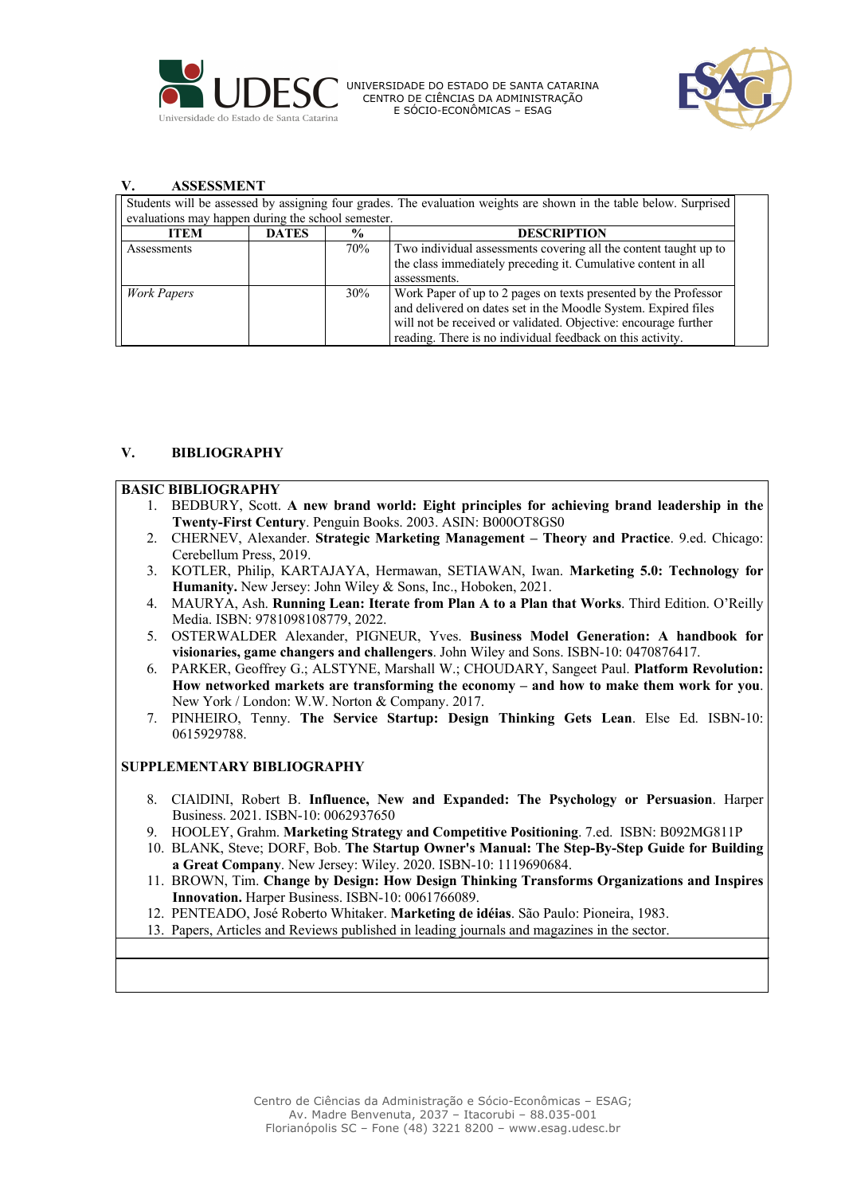## V. ASSESSMENT

Students will be assessed by assigning four grades. The evaluation weights are shown in the table below. Surprised evaluations may happen during the school semester.

| ITEM | DATES | % | DESCRIPTION |
|---|---|---|---|
| Assessments | | 70% | Two individual assessments covering all the content taught up to the class immediately preceding it. Cumulative content in all assessments. |
| *Work Papers* | | 30% | Work Paper of up to 2 pages on texts presented by the Professor and delivered on dates set in the Moodle System. Expired files will not be received or validated. Objective: encourage further reading. There is no individual feedback on this activity. |

## V. BIBLIOGRAPHY

### BASIC BIBLIOGRAPHY

1. BEDBURY, Scott. **A new brand world: Eight principles for achieving brand leadership in the Twenty-First Century**. Penguin Books. 2003. ASIN: B000OT8GS0
2. CHERNEV, Alexander. **Strategic Marketing Management – Theory and Practice**. 9.ed. Chicago: Cerebellum Press, 2019.
3. KOTLER, Philip, KARTAJAYA, Hermawan, SETIAWAN, Iwan. **Marketing 5.0: Technology for Humanity.** New Jersey: John Wiley & Sons, Inc., Hoboken, 2021.
4. MAURYA, Ash. **Running Lean: Iterate from Plan A to a Plan that Works**. Third Edition. O'Reilly Media. ISBN: 9781098108779, 2022.
5. OSTERWALDER Alexander, PIGNEUR, Yves. **Business Model Generation: A handbook for visionaries, game changers and challengers**. John Wiley and Sons. ISBN-10: 0470876417.
6. PARKER, Geoffrey G.; ALSTYNE, Marshall W.; CHOUDARY, Sangeet Paul. **Platform Revolution: How networked markets are transforming the economy – and how to make them work for you**. New York / London: W.W. Norton & Company. 2017.
7. PINHEIRO, Tenny. **The Service Startup: Design Thinking Gets Lean**. Else Ed. ISBN-10: 0615929788.

### SUPPLEMENTARY BIBLIOGRAPHY

8. CIAlDINI, Robert B. **Influence, New and Expanded: The Psychology or Persuasion**. Harper Business. 2021. ISBN-10: 0062937650
9. HOOLEY, Grahm. **Marketing Strategy and Competitive Positioning**. 7.ed. ISBN: B092MG811P
10. BLANK, Steve; DORF, Bob. **The Startup Owner's Manual: The Step-By-Step Guide for Building a Great Company**. New Jersey: Wiley. 2020. ISBN-10: 1119690684.
11. BROWN, Tim. **Change by Design: How Design Thinking Transforms Organizations and Inspires Innovation.** Harper Business. ISBN-10: 0061766089.
12. PENTEADO, José Roberto Whitaker. **Marketing de idéias**. São Paulo: Pioneira, 1983.
13. Papers, Articles and Reviews published in leading journals and magazines in the sector.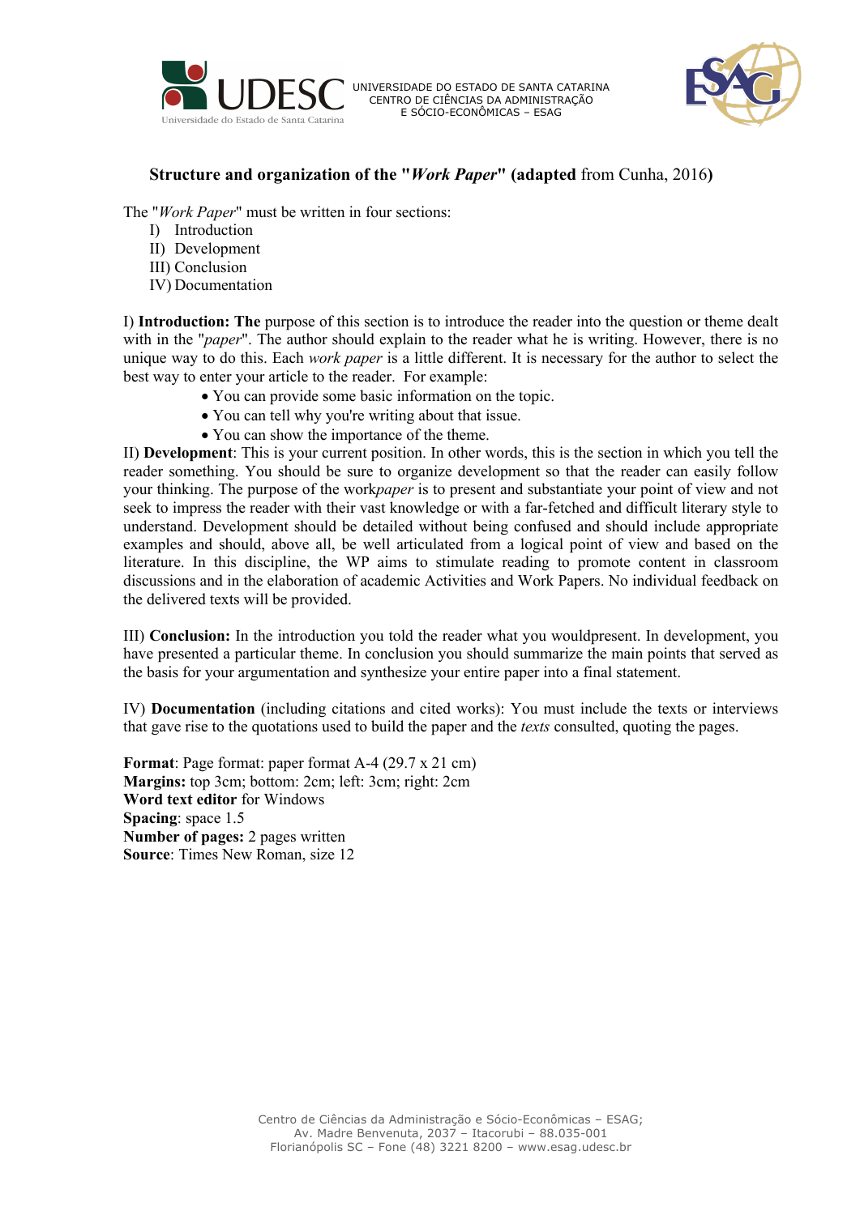UNIVERSIDADE DO ESTADO DE SANTA CATARINA
CENTRO DE CIÊNCIAS DA ADMINISTRAÇÃO
E SÓCIO-ECONÔMICAS – ESAG

## Structure and organization of the "*Work Paper*" (adapted from Cunha, 2016)

The "*Work Paper*" must be written in four sections:

I) Introduction
II) Development
III) Conclusion
IV) Documentation

I) **Introduction: The** purpose of this section is to introduce the reader into the question or theme dealt with in the "*paper*". The author should explain to the reader what he is writing. However, there is no unique way to do this. Each *work paper* is a little different. It is necessary for the author to select the best way to enter your article to the reader. For example:

- You can provide some basic information on the topic.
- You can tell why you're writing about that issue.
- You can show the importance of the theme.

II) **Development**: This is your current position. In other words, this is the section in which you tell the reader something. You should be sure to organize development so that the reader can easily follow your thinking. The purpose of the work*paper* is to present and substantiate your point of view and not seek to impress the reader with their vast knowledge or with a far-fetched and difficult literary style to understand. Development should be detailed without being confused and should include appropriate examples and should, above all, be well articulated from a logical point of view and based on the literature. In this discipline, the WP aims to stimulate reading to promote content in classroom discussions and in the elaboration of academic Activities and Work Papers. No individual feedback on the delivered texts will be provided.

III) **Conclusion:** In the introduction you told the reader what you wouldpresent. In development, you have presented a particular theme. In conclusion you should summarize the main points that served as the basis for your argumentation and synthesize your entire paper into a final statement.

IV) **Documentation** (including citations and cited works): You must include the texts or interviews that gave rise to the quotations used to build the paper and the *texts* consulted, quoting the pages.

**Format**: Page format: paper format A-4 (29.7 x 21 cm)
**Margins:** top 3cm; bottom: 2cm; left: 3cm; right: 2cm
**Word text editor** for Windows
**Spacing**: space 1.5
**Number of pages:** 2 pages written
**Source**: Times New Roman, size 12

Centro de Ciências da Administração e Sócio-Econômicas – ESAG;
Av. Madre Benvenuta, 2037 – Itacorubi – 88.035-001
Florianópolis SC – Fone (48) 3221 8200 – www.esag.udesc.br